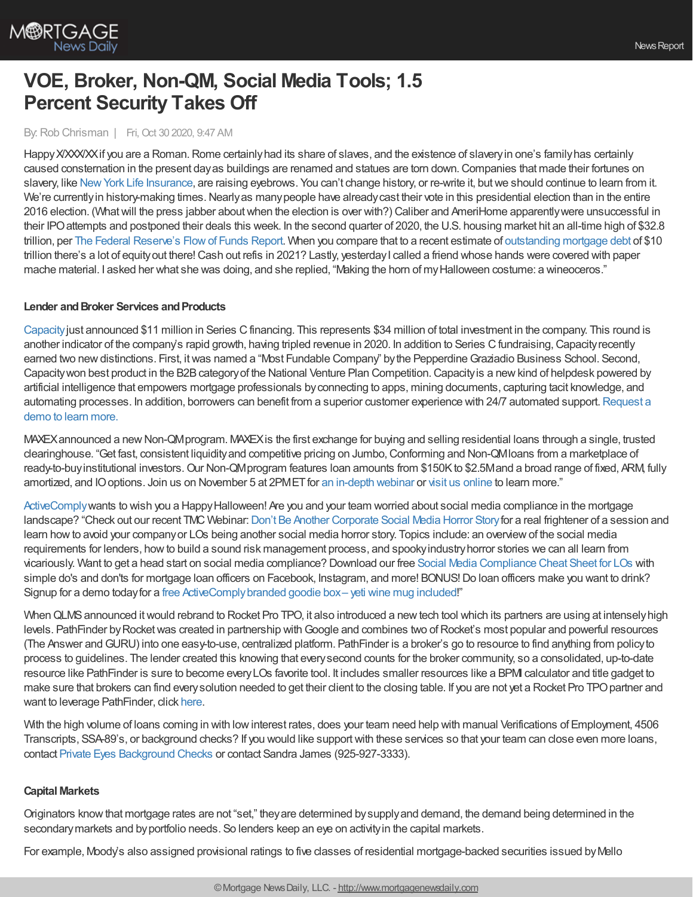# VOE, Broker, Non-QM, Social Media Tools; 1.5 Percent Security Takes Off

By: Rob Chrisman | Fri, Oct 30 2020, 9:47 AM

Happy X/XXX/XX if you are a Roman. Rome certainly had its share of slaves, and the existence of slavery in one's family has certainly caused consternation in the present day as buildings are renamed and statues are torn down. Companies that made their fortunes on slavery, like New York Life Insurance, are raising eyebrows. You can't change history, or re-write it, but we should continue to learn from it. We're currently in history-making times. Nearly as many people have already cast their vote in this presidential election than in the entire 2016 election. (What will the press jabber about when the election is over with?) Caliber and AmeriHome apparently were unsuccessful in their IPO attempts and postponed their deals this week. In the second quarter of 2020, the U.S. housing market hit an all-time high of $32.8 trillion, per The Federal Reserve's Flow of Funds Report. When you compare that to a recent estimate of outstanding mortgage debt of $10 trillion there's a lot of equity out there! Cash out refis in 2021? Lastly, yesterday I called a friend whose hands were covered with paper mache material. I asked her what she was doing, and she replied, "Making the horn of my Halloween costume: a wineoceros."

### Lender and Broker Services and Products

Capacity just announced $11 million in Series C financing. This represents $34 million of total investment in the company. This round is another indicator of the company's rapid growth, having tripled revenue in 2020. In addition to Series C fundraising, Capacity recently earned two new distinctions. First, it was named a "Most Fundable Company" by the Pepperdine Graziadio Business School. Second, Capacity won best product in the B2B category of the National Venture Plan Competition. Capacity is a new kind of helpdesk powered by artificial intelligence that empowers mortgage professionals by connecting to apps, mining documents, capturing tacit knowledge, and automating processes. In addition, borrowers can benefit from a superior customer experience with 24/7 automated support. Request a demo to learn more.

MAXEX announced a new Non-QM program. MAXEX is the first exchange for buying and selling residential loans through a single, trusted clearinghouse. "Get fast, consistent liquidity and competitive pricing on Jumbo, Conforming and Non-QM loans from a marketplace of ready-to-buy institutional investors. Our Non-QM program features loan amounts from $150K to $2.5M and a broad range of fixed, ARM, fully amortized, and IO options. Join us on November 5 at 2PM ET for an in-depth webinar or visit us online to learn more."

ActiveComply wants to wish you a Happy Halloween! Are you and your team worried about social media compliance in the mortgage landscape? "Check out our recent TMC Webinar: Don't Be Another Corporate Social Media Horror Story for a real frightener of a session and learn how to avoid your company or LOs being another social media horror story. Topics include: an overview of the social media requirements for lenders, how to build a sound risk management process, and spooky industry horror stories we can all learn from vicariously. Want to get a head start on social media compliance? Download our free Social Media Compliance Cheat Sheet for LOs with simple do's and don'ts for mortgage loan officers on Facebook, Instagram, and more! BONUS! Do loan officers make you want to drink? Signup for a demo today for a free ActiveComply branded goodie box – yeti wine mug included!"

When QLMS announced it would rebrand to Rocket Pro TPO, it also introduced a new tech tool which its partners are using at intensely high levels. PathFinder by Rocket was created in partnership with Google and combines two of Rocket's most popular and powerful resources (The Answer and GURU) into one easy-to-use, centralized platform. PathFinder is a broker's go to resource to find anything from policy to process to guidelines. The lender created this knowing that every second counts for the broker community, so a consolidated, up-to-date resource like PathFinder is sure to become every LOs favorite tool. It includes smaller resources like a BPMI calculator and title gadget to make sure that brokers can find every solution needed to get their client to the closing table. If you are not yet a Rocket Pro TPO partner and want to leverage PathFinder, click here.

With the high volume of loans coming in with low interest rates, does your team need help with manual Verifications of Employment, 4506 Transcripts, SSA-89's, or background checks? If you would like support with these services so that your team can close even more loans, contact Private Eyes Background Checks or contact Sandra James (925-927-3333).

### Capital Markets

Originators know that mortgage rates are not "set," they are determined by supply and demand, the demand being determined in the secondary markets and by portfolio needs. So lenders keep an eye on activity in the capital markets.

For example, Moody's also assigned provisional ratings to five classes of residential mortgage-backed securities issued by Mello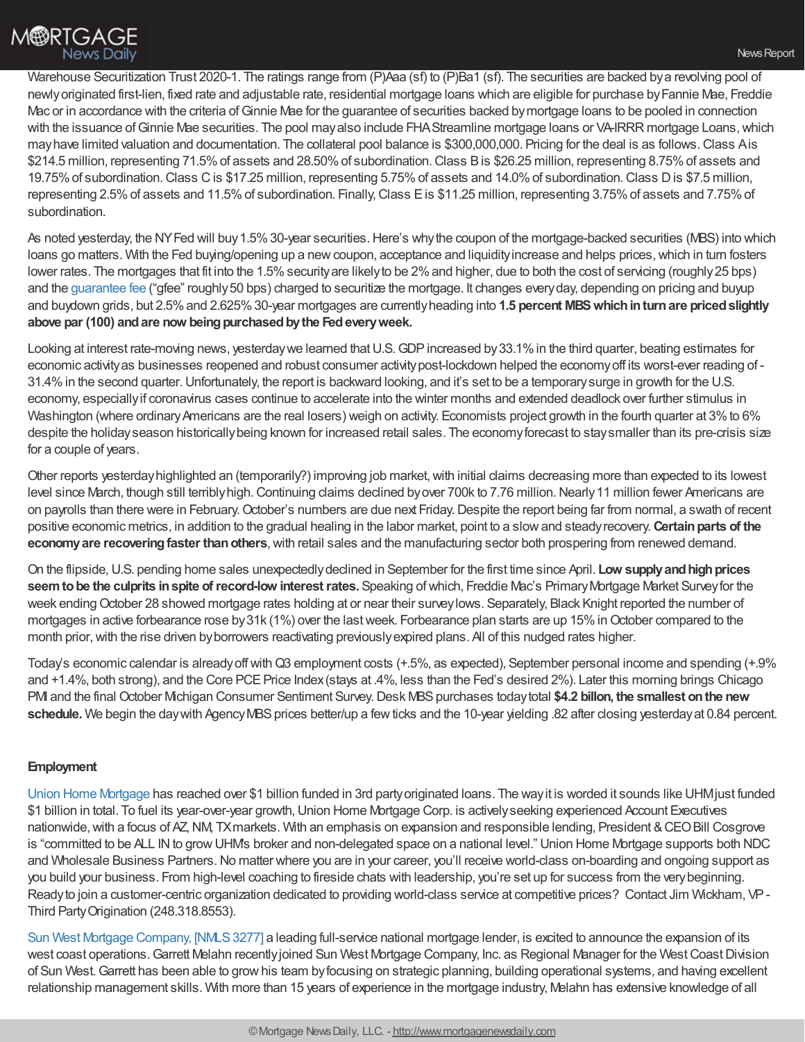Warehouse Securitization Trust 2020-1. The ratings range from (P)Aaa (sf) to (P)Ba1 (sf). The securities are backed by a revolving pool of newly originated first-lien, fixed rate and adjustable rate, residential mortgage loans which are eligible for purchase by Fannie Mae, Freddie Mac or in accordance with the criteria of Ginnie Mae for the guarantee of securities backed by mortgage loans to be pooled in connection with the issuance of Ginnie Mae securities. The pool may also include FHA Streamline mortgage loans or VA-IRRR mortgage Loans, which may have limited valuation and documentation. The collateral pool balance is $300,000,000. Pricing for the deal is as follows. Class A is $214.5 million, representing 71.5% of assets and 28.50% of subordination. Class B is $26.25 million, representing 8.75% of assets and 19.75% of subordination. Class C is $17.25 million, representing 5.75% of assets and 14.0% of subordination. Class D is $7.5 million, representing 2.5% of assets and 11.5% of subordination. Finally, Class E is $11.25 million, representing 3.75% of assets and 7.75% of subordination.

As noted yesterday, the NY Fed will buy 1.5% 30-year securities. Here's why the coupon of the mortgage-backed securities (MBS) into which loans go matters. With the Fed buying/opening up a new coupon, acceptance and liquidity increase and helps prices, which in turn fosters lower rates. The mortgages that fit into the 1.5% security are likely to be 2% and higher, due to both the cost of servicing (roughly 25 bps) and the guarantee fee ("gfee" roughly 50 bps) charged to securitize the mortgage. It changes every day, depending on pricing and buyup and buydown grids, but 2.5% and 2.625% 30-year mortgages are currently heading into **1.5 percent MBS which in turn are priced slightly above par (100) and are now being purchased by the Fed every week.**

Looking at interest rate-moving news, yesterday we learned that U.S. GDP increased by 33.1% in the third quarter, beating estimates for economic activity as businesses reopened and robust consumer activity post-lockdown helped the economy off its worst-ever reading of -31.4% in the second quarter. Unfortunately, the report is backward looking, and it's set to be a temporary surge in growth for the U.S. economy, especially if coronavirus cases continue to accelerate into the winter months and extended deadlock over further stimulus in Washington (where ordinary Americans are the real losers) weigh on activity. Economists project growth in the fourth quarter at 3% to 6% despite the holiday season historically being known for increased retail sales. The economy forecast to stay smaller than its pre-crisis size for a couple of years.

Other reports yesterday highlighted an (temporarily?) improving job market, with initial claims decreasing more than expected to its lowest level since March, though still terribly high. Continuing claims declined by over 700k to 7.76 million. Nearly 11 million fewer Americans are on payrolls than there were in February. October's numbers are due next Friday. Despite the report being far from normal, a swath of recent positive economic metrics, in addition to the gradual healing in the labor market, point to a slow and steady recovery. **Certain parts of the economy are recovering faster than others**, with retail sales and the manufacturing sector both prospering from renewed demand.

On the flipside, U.S. pending home sales unexpectedly declined in September for the first time since April. **Low supply and high prices seem to be the culprits in spite of record-low interest rates.** Speaking of which, Freddie Mac's Primary Mortgage Market Survey for the week ending October 28 showed mortgage rates holding at or near their survey lows. Separately, Black Knight reported the number of mortgages in active forbearance rose by 31k (1%) over the last week. Forbearance plan starts are up 15% in October compared to the month prior, with the rise driven by borrowers reactivating previously expired plans. All of this nudged rates higher.

Today's economic calendar is already off with Q3 employment costs (+.5%, as expected), September personal income and spending (+.9% and +1.4%, both strong), and the Core PCE Price Index (stays at .4%, less than the Fed's desired 2%). Later this morning brings Chicago PMI and the final October Michigan Consumer Sentiment Survey. Desk MBS purchases today total **$4.2 billon, the smallest on the new schedule.** We begin the day with Agency MBS prices better/up a few ticks and the 10-year yielding .82 after closing yesterday at 0.84 percent.

**Employment**

Union Home Mortgage has reached over $1 billion funded in 3rd party originated loans. The way it is worded it sounds like UHM just funded $1 billion in total. To fuel its year-over-year growth, Union Home Mortgage Corp. is actively seeking experienced Account Executives nationwide, with a focus of AZ, NM, TX markets. With an emphasis on expansion and responsible lending, President & CEO Bill Cosgrove is "committed to be ALL IN to grow UHM's broker and non-delegated space on a national level." Union Home Mortgage supports both NDC and Wholesale Business Partners. No matter where you are in your career, you'll receive world-class on-boarding and ongoing support as you build your business. From high-level coaching to fireside chats with leadership, you're set up for success from the very beginning. Ready to join a customer-centric organization dedicated to providing world-class service at competitive prices? Contact Jim Wickham, VP - Third Party Origination (248.318.8553).

Sun West Mortgage Company, [NMLS 3277] a leading full-service national mortgage lender, is excited to announce the expansion of its west coast operations. Garrett Melahn recently joined Sun West Mortgage Company, Inc. as Regional Manager for the West Coast Division of Sun West. Garrett has been able to grow his team by focusing on strategic planning, building operational systems, and having excellent relationship management skills. With more than 15 years of experience in the mortgage industry, Melahn has extensive knowledge of all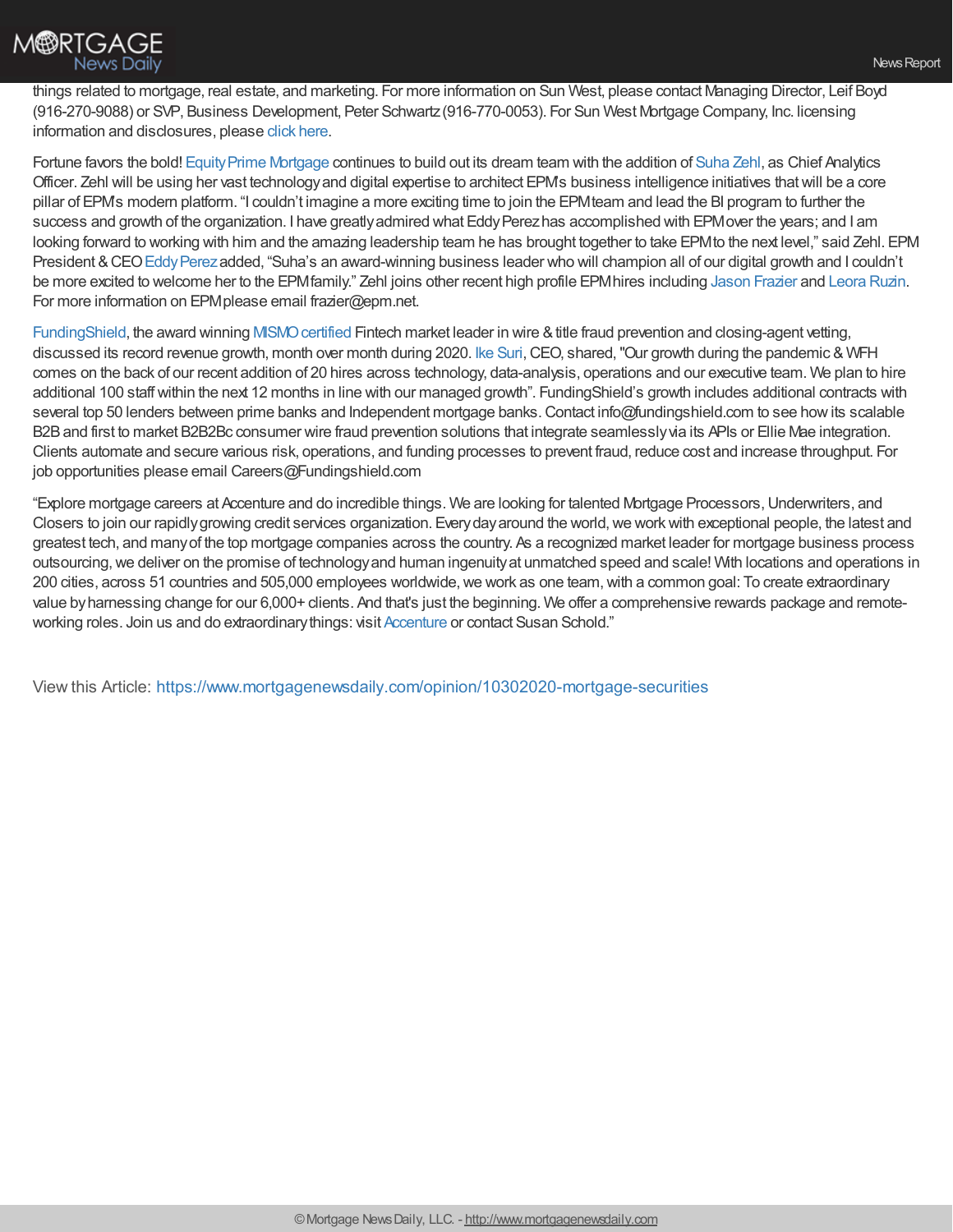things related to mortgage, real estate, and marketing. For more information on Sun West, please contact Managing Director, Leif Boyd (916-270-9088) or SVP, Business Development, Peter Schwartz (916-770-0053). For Sun West Mortgage Company, Inc. licensing information and disclosures, please click here.

Fortune favors the bold! Equity Prime Mortgage continues to build out its dream team with the addition of Suha Zehl, as Chief Analytics Officer. Zehl will be using her vast technology and digital expertise to architect EPM's business intelligence initiatives that will be a core pillar of EPM's modern platform. "I couldn't imagine a more exciting time to join the EPM team and lead the BI program to further the success and growth of the organization. I have greatly admired what Eddy Perez has accomplished with EPM over the years; and I am looking forward to working with him and the amazing leadership team he has brought together to take EPM to the next level," said Zehl. EPM President & CEO Eddy Perez added, "Suha's an award-winning business leader who will champion all of our digital growth and I couldn't be more excited to welcome her to the EPM family." Zehl joins other recent high profile EPM hires including Jason Frazier and Leora Ruzin. For more information on EPM please email frazier@epm.net.

FundingShield, the award winning MISMO certified Fintech market leader in wire & title fraud prevention and closing-agent vetting, discussed its record revenue growth, month over month during 2020. Ike Suri, CEO, shared, "Our growth during the pandemic & WFH comes on the back of our recent addition of 20 hires across technology, data-analysis, operations and our executive team. We plan to hire additional 100 staff within the next 12 months in line with our managed growth". FundingShield's growth includes additional contracts with several top 50 lenders between prime banks and Independent mortgage banks. Contact info@fundingshield.com to see how its scalable B2B and first to market B2B2Bc consumer wire fraud prevention solutions that integrate seamlessly via its APIs or Ellie Mae integration. Clients automate and secure various risk, operations, and funding processes to prevent fraud, reduce cost and increase throughput. For job opportunities please email Careers@Fundingshield.com

"Explore mortgage careers at Accenture and do incredible things. We are looking for talented Mortgage Processors, Underwriters, and Closers to join our rapidly growing credit services organization. Every day around the world, we work with exceptional people, the latest and greatest tech, and many of the top mortgage companies across the country. As a recognized market leader for mortgage business process outsourcing, we deliver on the promise of technology and human ingenuity at unmatched speed and scale! With locations and operations in 200 cities, across 51 countries and 505,000 employees worldwide, we work as one team, with a common goal: To create extraordinary value by harnessing change for our 6,000+ clients. And that's just the beginning. We offer a comprehensive rewards package and remote-working roles. Join us and do extraordinary things: visit Accenture or contact Susan Schold."

View this Article: https://www.mortgagenewsdaily.com/opinion/10302020-mortgage-securities